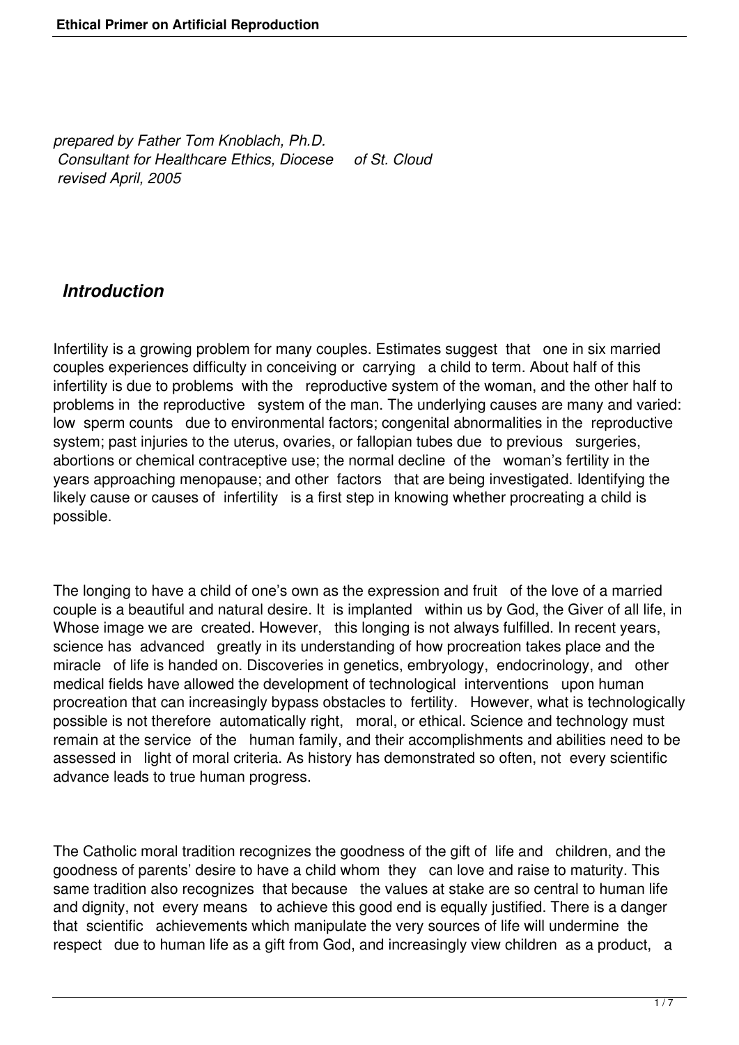*prepared by Father Tom Knoblach, Ph.D.*
*Consultant for Healthcare Ethics, Diocese of St. Cloud*
*revised April, 2005*

## *Introduction*

Infertility is a growing problem for many couples. Estimates suggest that one in six married couples experiences difficulty in conceiving or carrying a child to term. About half of this infertility is due to problems with the reproductive system of the woman, and the other half to problems in the reproductive system of the man. The underlying causes are many and varied: low sperm counts due to environmental factors; congenital abnormalities in the reproductive system; past injuries to the uterus, ovaries, or fallopian tubes due to previous surgeries, abortions or chemical contraceptive use; the normal decline of the woman's fertility in the years approaching menopause; and other factors that are being investigated. Identifying the likely cause or causes of infertility is a first step in knowing whether procreating a child is possible.

The longing to have a child of one's own as the expression and fruit of the love of a married couple is a beautiful and natural desire. It is implanted within us by God, the Giver of all life, in Whose image we are created. However, this longing is not always fulfilled. In recent years, science has advanced greatly in its understanding of how procreation takes place and the miracle of life is handed on. Discoveries in genetics, embryology, endocrinology, and other medical fields have allowed the development of technological interventions upon human procreation that can increasingly bypass obstacles to fertility. However, what is technologically possible is not therefore automatically right, moral, or ethical. Science and technology must remain at the service of the human family, and their accomplishments and abilities need to be assessed in light of moral criteria. As history has demonstrated so often, not every scientific advance leads to true human progress.

The Catholic moral tradition recognizes the goodness of the gift of life and children, and the goodness of parents' desire to have a child whom they can love and raise to maturity. This same tradition also recognizes that because the values at stake are so central to human life and dignity, not every means to achieve this good end is equally justified. There is a danger that scientific achievements which manipulate the very sources of life will undermine the respect due to human life as a gift from God, and increasingly view children as a product, a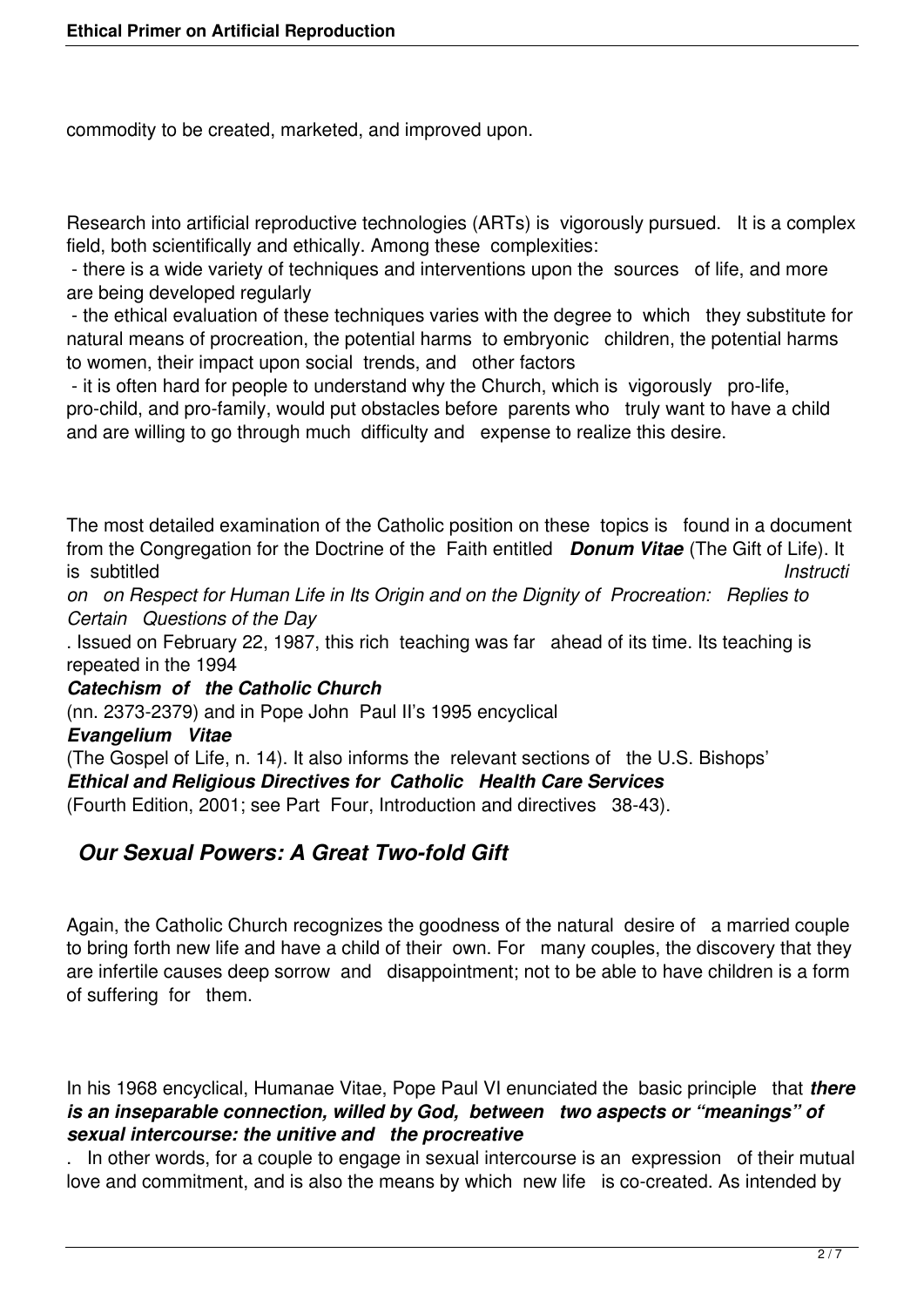commodity to be created, marketed, and improved upon.

Research into artificial reproductive technologies (ARTs) is vigorously pursued. It is a complex field, both scientifically and ethically. Among these complexities:

- there is a wide variety of techniques and interventions upon the sources of life, and more are being developed regularly
- the ethical evaluation of these techniques varies with the degree to which they substitute for natural means of procreation, the potential harms to embryonic children, the potential harms to women, their impact upon social trends, and other factors
- it is often hard for people to understand why the Church, which is vigorously pro-life, pro-child, and pro-family, would put obstacles before parents who truly want to have a child and are willing to go through much difficulty and expense to realize this desire.

The most detailed examination of the Catholic position on these topics is found in a document from the Congregation for the Doctrine of the Faith entitled ***Donum Vitae*** (The Gift of Life). It is subtitled *Instruction on Respect for Human Life in Its Origin and on the Dignity of Procreation: Replies to Certain Questions of the Day*. Issued on February 22, 1987, this rich teaching was far ahead of its time. Its teaching is repeated in the 1994 ***Catechism of the Catholic Church*** (nn. 2373-2379) and in Pope John Paul II's 1995 encyclical ***Evangelium Vitae*** (The Gospel of Life, n. 14). It also informs the relevant sections of the U.S. Bishops' ***Ethical and Religious Directives for Catholic Health Care Services*** (Fourth Edition, 2001; see Part Four, Introduction and directives 38-43).

## *Our Sexual Powers: A Great Two-fold Gift*

Again, the Catholic Church recognizes the goodness of the natural desire of a married couple to bring forth new life and have a child of their own. For many couples, the discovery that they are infertile causes deep sorrow and disappointment; not to be able to have children is a form of suffering for them.

In his 1968 encyclical, Humanae Vitae, Pope Paul VI enunciated the basic principle that ***there is an inseparable connection, willed by God, between two aspects or "meanings" of sexual intercourse: the unitive and the procreative***. In other words, for a couple to engage in sexual intercourse is an expression of their mutual love and commitment, and is also the means by which new life is co-created. As intended by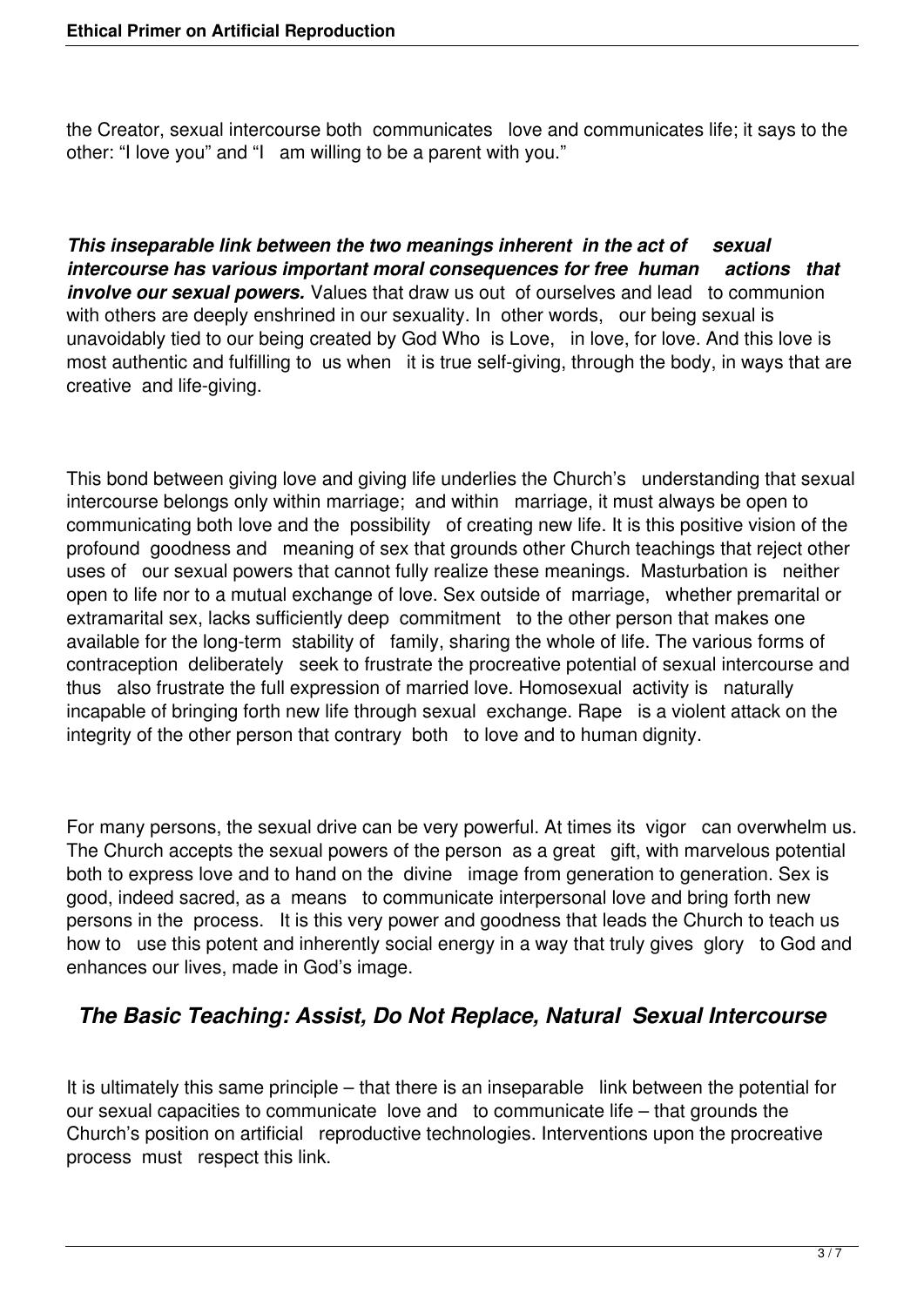the Creator, sexual intercourse both communicates love and communicates life; it says to the other: "I love you" and "I am willing to be a parent with you."

***This inseparable link between the two meanings inherent in the act of sexual intercourse has various important moral consequences for free human actions that involve our sexual powers.*** Values that draw us out of ourselves and lead to communion with others are deeply enshrined in our sexuality. In other words, our being sexual is unavoidably tied to our being created by God Who is Love, in love, for love. And this love is most authentic and fulfilling to us when it is true self-giving, through the body, in ways that are creative and life-giving.

This bond between giving love and giving life underlies the Church's understanding that sexual intercourse belongs only within marriage; and within marriage, it must always be open to communicating both love and the possibility of creating new life. It is this positive vision of the profound goodness and meaning of sex that grounds other Church teachings that reject other uses of our sexual powers that cannot fully realize these meanings. Masturbation is neither open to life nor to a mutual exchange of love. Sex outside of marriage, whether premarital or extramarital sex, lacks sufficiently deep commitment to the other person that makes one available for the long-term stability of family, sharing the whole of life. The various forms of contraception deliberately seek to frustrate the procreative potential of sexual intercourse and thus also frustrate the full expression of married love. Homosexual activity is naturally incapable of bringing forth new life through sexual exchange. Rape is a violent attack on the integrity of the other person that contrary both to love and to human dignity.

For many persons, the sexual drive can be very powerful. At times its vigor can overwhelm us. The Church accepts the sexual powers of the person as a great gift, with marvelous potential both to express love and to hand on the divine image from generation to generation. Sex is good, indeed sacred, as a means to communicate interpersonal love and bring forth new persons in the process. It is this very power and goodness that leads the Church to teach us how to use this potent and inherently social energy in a way that truly gives glory to God and enhances our lives, made in God's image.

## *The Basic Teaching: Assist, Do Not Replace, Natural Sexual Intercourse*

It is ultimately this same principle – that there is an inseparable link between the potential for our sexual capacities to communicate love and to communicate life – that grounds the Church's position on artificial reproductive technologies. Interventions upon the procreative process must respect this link.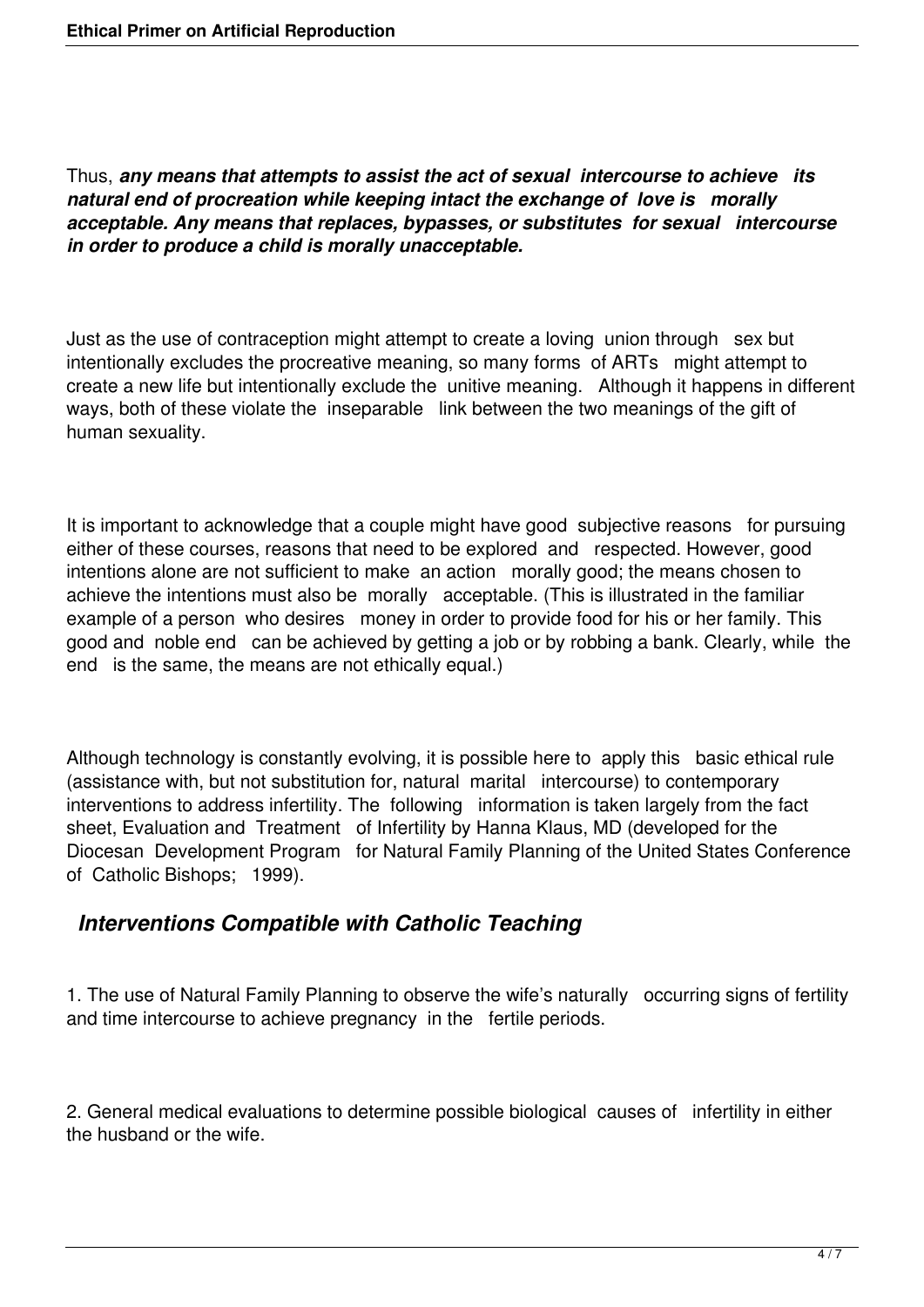Thus, ***any means that attempts to assist the act of sexual intercourse to achieve its natural end of procreation while keeping intact the exchange of love is morally acceptable. Any means that replaces, bypasses, or substitutes for sexual intercourse in order to produce a child is morally unacceptable.***

Just as the use of contraception might attempt to create a loving union through sex but intentionally excludes the procreative meaning, so many forms of ARTs might attempt to create a new life but intentionally exclude the unitive meaning. Although it happens in different ways, both of these violate the inseparable link between the two meanings of the gift of human sexuality.

It is important to acknowledge that a couple might have good subjective reasons for pursuing either of these courses, reasons that need to be explored and respected. However, good intentions alone are not sufficient to make an action morally good; the means chosen to achieve the intentions must also be morally acceptable. (This is illustrated in the familiar example of a person who desires money in order to provide food for his or her family. This good and noble end can be achieved by getting a job or by robbing a bank. Clearly, while the end is the same, the means are not ethically equal.)

Although technology is constantly evolving, it is possible here to apply this basic ethical rule (assistance with, but not substitution for, natural marital intercourse) to contemporary interventions to address infertility. The following information is taken largely from the fact sheet, Evaluation and Treatment of Infertility by Hanna Klaus, MD (developed for the Diocesan Development Program for Natural Family Planning of the United States Conference of Catholic Bishops; 1999).

## *Interventions Compatible with Catholic Teaching*

1. The use of Natural Family Planning to observe the wife's naturally occurring signs of fertility and time intercourse to achieve pregnancy in the fertile periods.

2. General medical evaluations to determine possible biological causes of infertility in either the husband or the wife.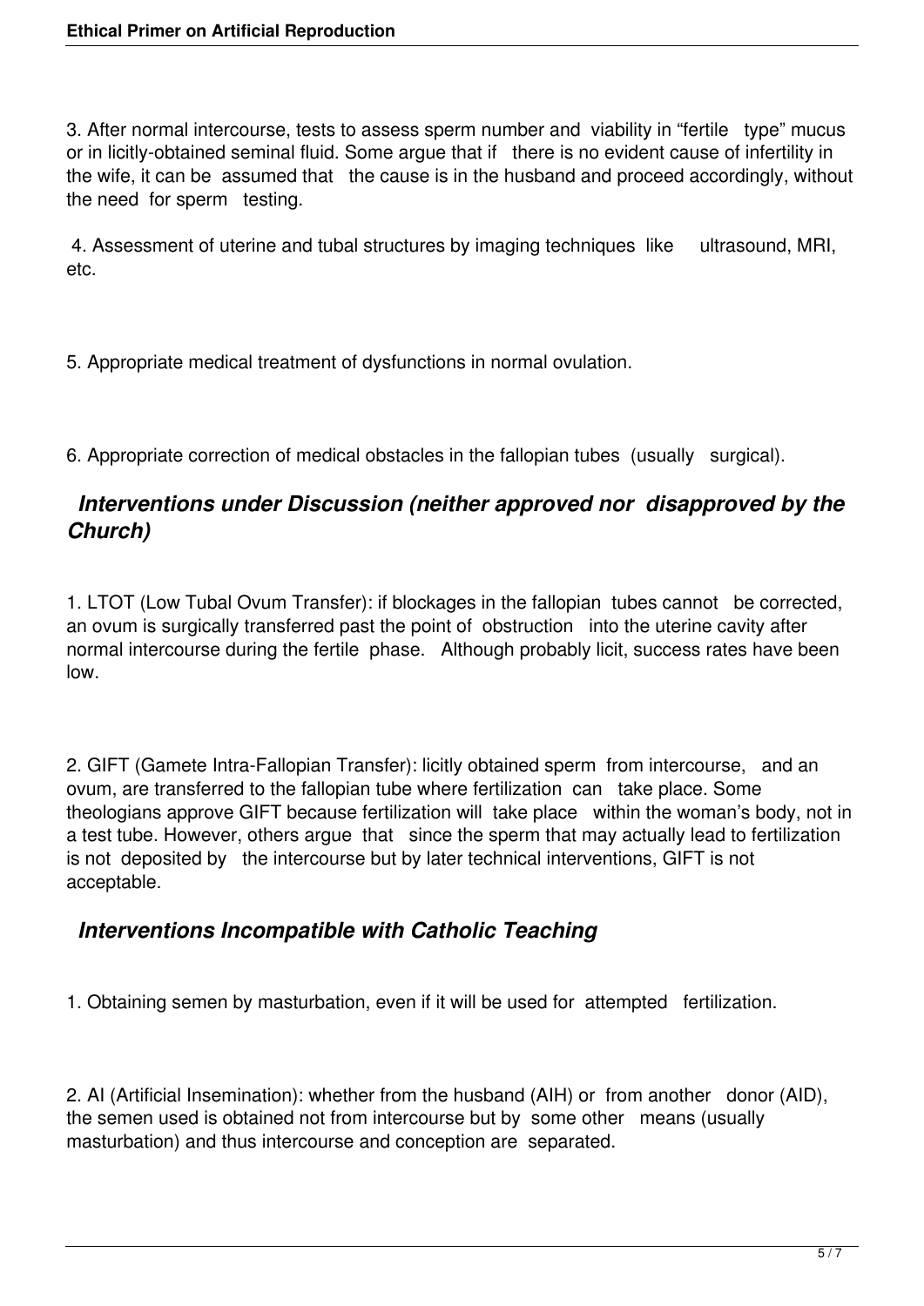3. After normal intercourse, tests to assess sperm number and viability in “fertile type” mucus or in licitly-obtained seminal fluid. Some argue that if there is no evident cause of infertility in the wife, it can be assumed that the cause is in the husband and proceed accordingly, without the need for sperm testing.

4. Assessment of uterine and tubal structures by imaging techniques like ultrasound, MRI, etc.

5. Appropriate medical treatment of dysfunctions in normal ovulation.

6. Appropriate correction of medical obstacles in the fallopian tubes (usually surgical).

### *Interventions under Discussion (neither approved nor disapproved by the Church)*

1. LTOT (Low Tubal Ovum Transfer): if blockages in the fallopian tubes cannot be corrected, an ovum is surgically transferred past the point of obstruction into the uterine cavity after normal intercourse during the fertile phase. Although probably licit, success rates have been low.

2. GIFT (Gamete Intra-Fallopian Transfer): licitly obtained sperm from intercourse, and an ovum, are transferred to the fallopian tube where fertilization can take place. Some theologians approve GIFT because fertilization will take place within the woman’s body, not in a test tube. However, others argue that since the sperm that may actually lead to fertilization is not deposited by the intercourse but by later technical interventions, GIFT is not acceptable.

### *Interventions Incompatible with Catholic Teaching*

1. Obtaining semen by masturbation, even if it will be used for attempted fertilization.

2. AI (Artificial Insemination): whether from the husband (AIH) or from another donor (AID), the semen used is obtained not from intercourse but by some other means (usually masturbation) and thus intercourse and conception are separated.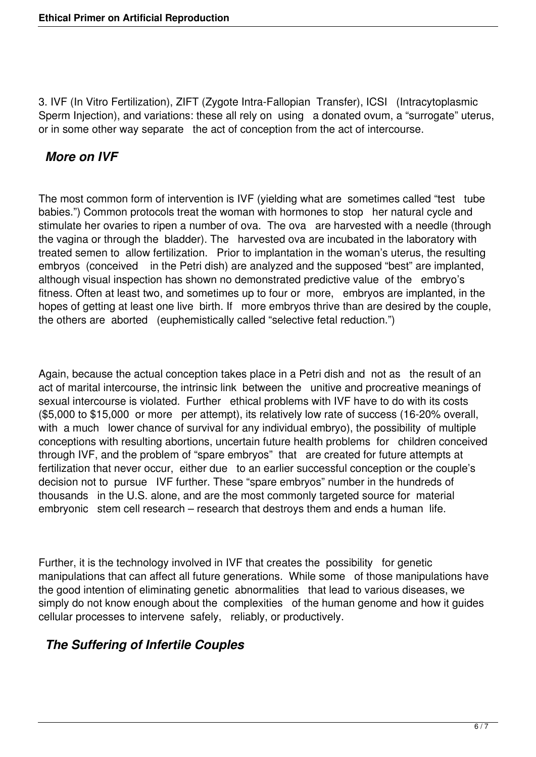3. IVF (In Vitro Fertilization), ZIFT (Zygote Intra-Fallopian Transfer), ICSI (Intracytoplasmic Sperm Injection), and variations: these all rely on using a donated ovum, a "surrogate" uterus, or in some other way separate the act of conception from the act of intercourse.

## *More on IVF*

The most common form of intervention is IVF (yielding what are sometimes called "test tube babies.") Common protocols treat the woman with hormones to stop her natural cycle and stimulate her ovaries to ripen a number of ova. The ova are harvested with a needle (through the vagina or through the bladder). The harvested ova are incubated in the laboratory with treated semen to allow fertilization. Prior to implantation in the woman's uterus, the resulting embryos (conceived in the Petri dish) are analyzed and the supposed "best" are implanted, although visual inspection has shown no demonstrated predictive value of the embryo's fitness. Often at least two, and sometimes up to four or more, embryos are implanted, in the hopes of getting at least one live birth. If more embryos thrive than are desired by the couple, the others are aborted (euphemistically called "selective fetal reduction.")

Again, because the actual conception takes place in a Petri dish and not as the result of an act of marital intercourse, the intrinsic link between the unitive and procreative meanings of sexual intercourse is violated. Further ethical problems with IVF have to do with its costs ($5,000 to $15,000 or more per attempt), its relatively low rate of success (16-20% overall, with a much lower chance of survival for any individual embryo), the possibility of multiple conceptions with resulting abortions, uncertain future health problems for children conceived through IVF, and the problem of "spare embryos" that are created for future attempts at fertilization that never occur, either due to an earlier successful conception or the couple's decision not to pursue IVF further. These "spare embryos" number in the hundreds of thousands in the U.S. alone, and are the most commonly targeted source for material embryonic stem cell research – research that destroys them and ends a human life.

Further, it is the technology involved in IVF that creates the possibility for genetic manipulations that can affect all future generations. While some of those manipulations have the good intention of eliminating genetic abnormalities that lead to various diseases, we simply do not know enough about the complexities of the human genome and how it guides cellular processes to intervene safely, reliably, or productively.

## *The Suffering of Infertile Couples*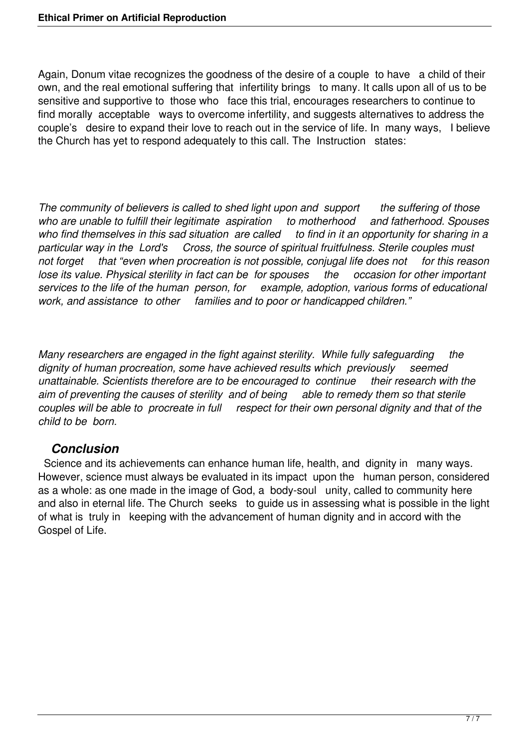Again, Donum vitae recognizes the goodness of the desire of a couple to have a child of their own, and the real emotional suffering that infertility brings to many. It calls upon all of us to be sensitive and supportive to those who face this trial, encourages researchers to continue to find morally acceptable ways to overcome infertility, and suggests alternatives to address the couple's desire to expand their love to reach out in the service of life. In many ways, I believe the Church has yet to respond adequately to this call. The Instruction states:

*The community of believers is called to shed light upon and support the suffering of those who are unable to fulfill their legitimate aspiration to motherhood and fatherhood. Spouses who find themselves in this sad situation are called to find in it an opportunity for sharing in a particular way in the Lord's Cross, the source of spiritual fruitfulness. Sterile couples must not forget that "even when procreation is not possible, conjugal life does not for this reason lose its value. Physical sterility in fact can be for spouses the occasion for other important services to the life of the human person, for example, adoption, various forms of educational work, and assistance to other families and to poor or handicapped children."*

*Many researchers are engaged in the fight against sterility. While fully safeguarding the dignity of human procreation, some have achieved results which previously seemed unattainable. Scientists therefore are to be encouraged to continue their research with the aim of preventing the causes of sterility and of being able to remedy them so that sterile couples will be able to procreate in full respect for their own personal dignity and that of the child to be born.*

## *Conclusion*

Science and its achievements can enhance human life, health, and dignity in many ways. However, science must always be evaluated in its impact upon the human person, considered as a whole: as one made in the image of God, a body-soul unity, called to community here and also in eternal life. The Church seeks to guide us in assessing what is possible in the light of what is truly in keeping with the advancement of human dignity and in accord with the Gospel of Life.